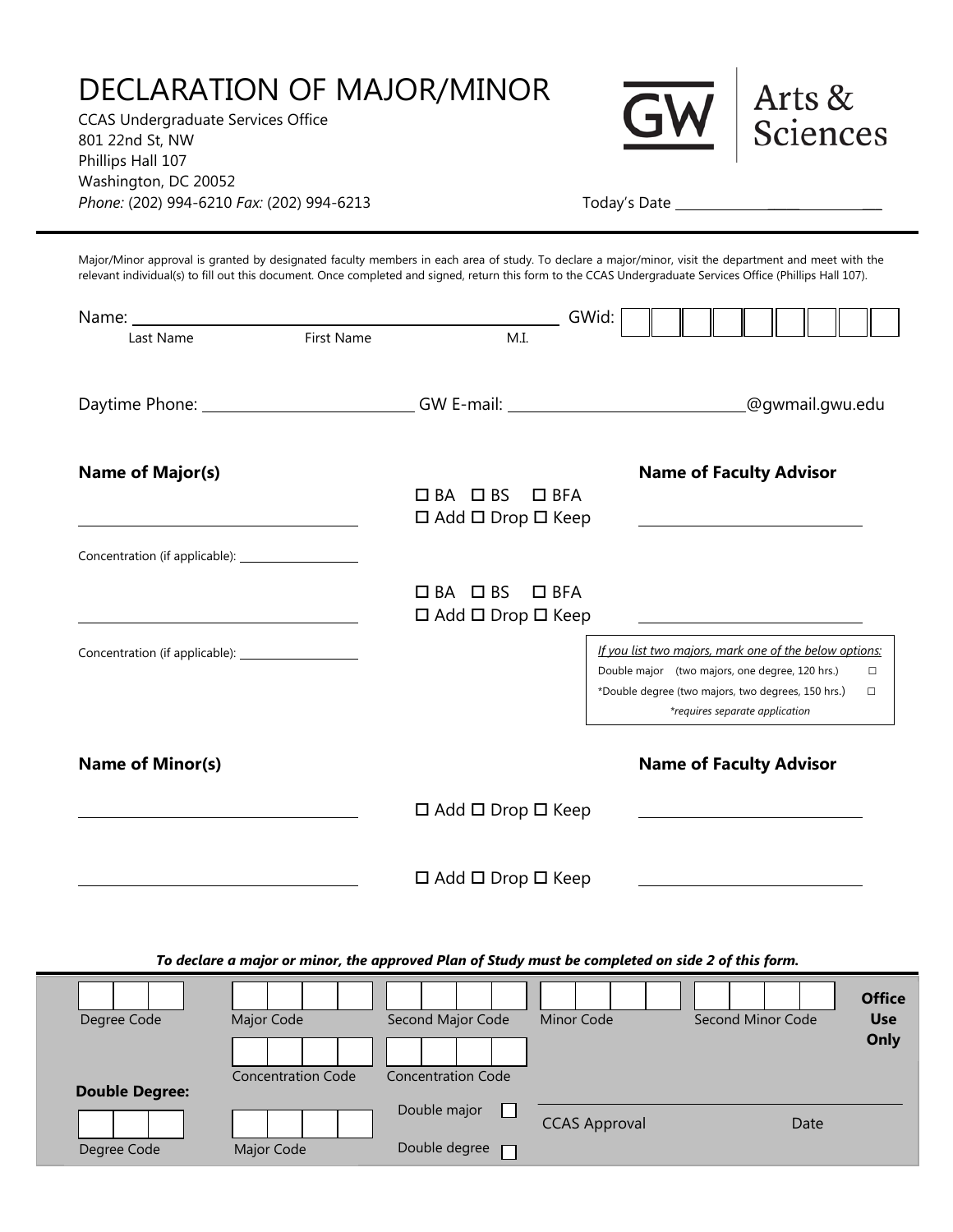# DECLARATION OF MAJOR/MINOR

CCAS Undergraduate Services Office
801 22nd St, NW
Phillips Hall 107
Washington, DC 20052
*Phone:* (202) 994-6210 *Fax:* (202) 994-6213

GW Arts & Sciences

Today's Date ______________

---

Major/Minor approval is granted by designated faculty members in each area of study. To declare a major/minor, visit the department and meet with the relevant individual(s) to fill out this document. Once completed and signed, return this form to the CCAS Undergraduate Services Office (Phillips Hall 107).

Name: ______________________________________ GWid: ☐☐☐☐☐☐☐☐☐
Last Name First Name M.I.

Daytime Phone: ____________________ GW E-mail: ____________________@gwmail.gwu.edu

**Name of Major(s)** **Name of Faculty Advisor**

______________________ ☐ BA ☐ BS ☐ BFA ☐ Add ☐ Drop ☐ Keep ______________________

Concentration (if applicable): ______________

______________________ ☐ BA ☐ BS ☐ BFA ☐ Add ☐ Drop ☐ Keep ______________________

Concentration (if applicable): ______________

*If you list two majors, mark one of the below options:*
Double major (two majors, one degree, 120 hrs.) ☐
*Double degree (two majors, two degrees, 150 hrs.) ☐
*\*requires separate application*

**Name of Minor(s)** **Name of Faculty Advisor**

______________________ ☐ Add ☐ Drop ☐ Keep ______________________

______________________ ☐ Add ☐ Drop ☐ Keep ______________________

***To declare a major or minor, the approved Plan of Study must be completed on side 2 of this form.***

**Office Use Only**

Degree Code ☐☐☐ Major Code ☐☐☐☐ Second Major Code ☐☐☐☐ Minor Code ☐☐☐☐ Second Minor Code ☐☐☐☐

Concentration Code ☐☐☐☐ Concentration Code ☐☐☐☐

**Double Degree:**

Degree Code ☐☐☐ Major Code ☐☐☐☐

Double major ☐
Double degree ☐

CCAS Approval ______________ Date ______________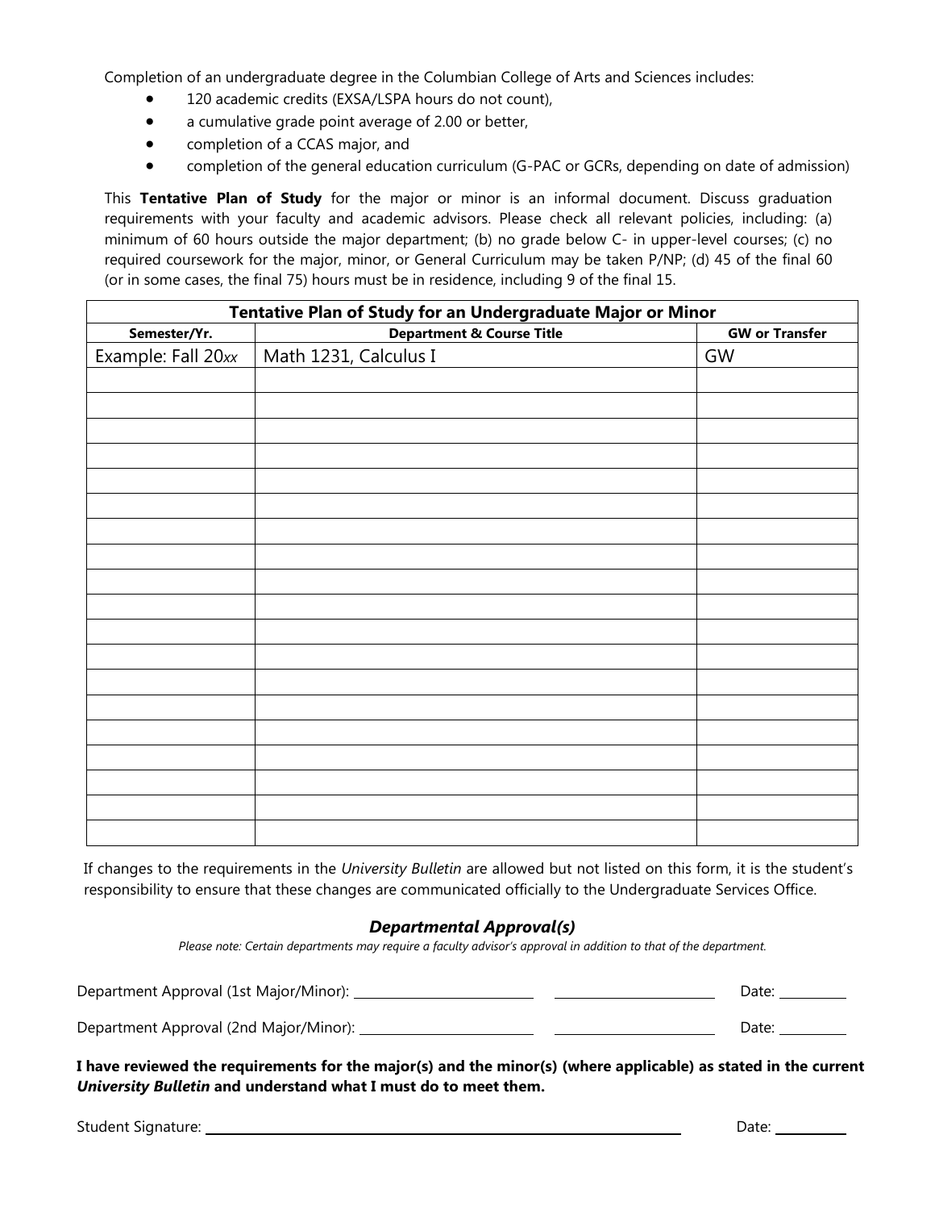Completion of an undergraduate degree in the Columbian College of Arts and Sciences includes:

- 120 academic credits (EXSA/LSPA hours do not count),
- a cumulative grade point average of 2.00 or better,
- completion of a CCAS major, and
- completion of the general education curriculum (G-PAC or GCRs, depending on date of admission)

This **Tentative Plan of Study** for the major or minor is an informal document. Discuss graduation requirements with your faculty and academic advisors. Please check all relevant policies, including: (a) minimum of 60 hours outside the major department; (b) no grade below C- in upper-level courses; (c) no required coursework for the major, minor, or General Curriculum may be taken P/NP; (d) 45 of the final 60 (or in some cases, the final 75) hours must be in residence, including 9 of the final 15.

| **Tentative Plan of Study for an Undergraduate Major or Minor** | | |
|---|---|---|
| **Semester/Yr.** | **Department & Course Title** | **GW or Transfer** |
| Example: Fall 20*xx* | Math 1231, Calculus I | GW |
| | | |
| | | |
| | | |
| | | |
| | | |
| | | |
| | | |
| | | |
| | | |
| | | |
| | | |
| | | |
| | | |
| | | |
| | | |
| | | |
| | | |
| | | |
| | | |

If changes to the requirements in the *University Bulletin* are allowed but not listed on this form, it is the student's responsibility to ensure that these changes are communicated officially to the Undergraduate Services Office.

### ***Departmental Approval(s)***

*Please note: Certain departments may require a faculty advisor's approval in addition to that of the department.*

Department Approval (1st Major/Minor): ________________________ ________________________ Date: __________

Department Approval (2nd Major/Minor): ________________________ ________________________ Date: __________

**I have reviewed the requirements for the major(s) and the minor(s) (where applicable) as stated in the current *University Bulletin* and understand what I must do to meet them.**

Student Signature: ____________________________________________________________ Date: __________